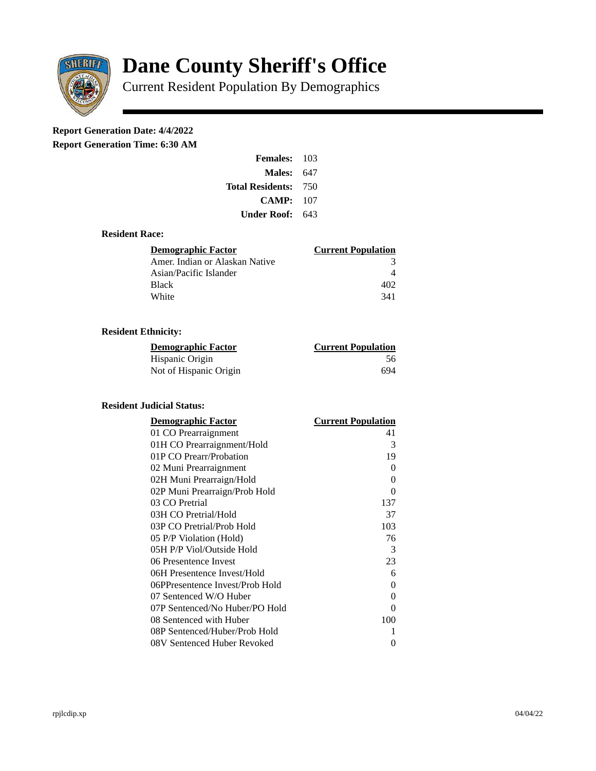# Dane County Sheriff's Office

Current Resident Population By Demographics

**Report Generation Date: 4/4/2022**

**Report Generation Time: 6:30 AM**

| | |
|---|---|
| **Females:** | 103 |
| **Males:** | 647 |
| **Total Residents:** | 750 |
| **CAMP:** | 107 |
| **Under Roof:** | 643 |

### Resident Race:

| Demographic Factor | Current Population |
|---|---|
| Amer. Indian or Alaskan Native | 3 |
| Asian/Pacific Islander | 4 |
| Black | 402 |
| White | 341 |

### Resident Ethnicity:

| Demographic Factor | Current Population |
|---|---|
| Hispanic Origin | 56 |
| Not of Hispanic Origin | 694 |

### Resident Judicial Status:

| Demographic Factor | Current Population |
|---|---|
| 01 CO Prearraignment | 41 |
| 01H CO Prearraignment/Hold | 3 |
| 01P CO Prearr/Probation | 19 |
| 02 Muni Prearraignment | 0 |
| 02H Muni Prearraign/Hold | 0 |
| 02P Muni Prearraign/Prob Hold | 0 |
| 03 CO Pretrial | 137 |
| 03H CO Pretrial/Hold | 37 |
| 03P CO Pretrial/Prob Hold | 103 |
| 05 P/P Violation (Hold) | 76 |
| 05H P/P Viol/Outside Hold | 3 |
| 06 Presentence Invest | 23 |
| 06H Presentence Invest/Hold | 6 |
| 06PPresentence Invest/Prob Hold | 0 |
| 07 Sentenced W/O Huber | 0 |
| 07P Sentenced/No Huber/PO Hold | 0 |
| 08 Sentenced with Huber | 100 |
| 08P Sentenced/Huber/Prob Hold | 1 |
| 08V Sentenced Huber Revoked | 0 |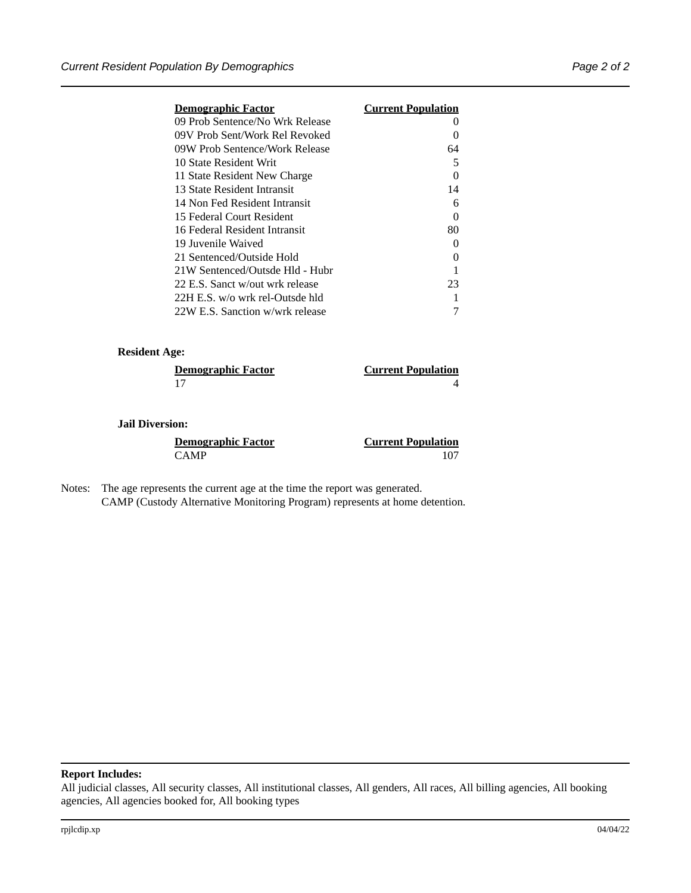| Demographic Factor | Current Population |
| --- | --- |
| 09 Prob Sentence/No Wrk Release | 0 |
| 09V Prob Sent/Work Rel Revoked | 0 |
| 09W Prob Sentence/Work Release | 64 |
| 10 State Resident Writ | 5 |
| 11 State Resident New Charge | 0 |
| 13 State Resident Intransit | 14 |
| 14 Non Fed Resident Intransit | 6 |
| 15 Federal Court Resident | 0 |
| 16 Federal Resident Intransit | 80 |
| 19 Juvenile Waived | 0 |
| 21 Sentenced/Outside Hold | 0 |
| 21W Sentenced/Outsde Hld - Hubr | 1 |
| 22 E.S. Sanct w/out wrk release | 23 |
| 22H E.S. w/o wrk rel-Outsde hld | 1 |
| 22W E.S. Sanction w/wrk release | 7 |

**Resident Age:**

| Demographic Factor | Current Population |
| --- | --- |
| 17 | 4 |

**Jail Diversion:**

| Demographic Factor | Current Population |
| --- | --- |
| CAMP | 107 |

Notes: The age represents the current age at the time the report was generated.
CAMP (Custody Alternative Monitoring Program) represents at home detention.

**Report Includes:**

All judicial classes, All security classes, All institutional classes, All genders, All races, All billing agencies, All booking agencies, All agencies booked for, All booking types

rpjlcdip.xp 04/04/22